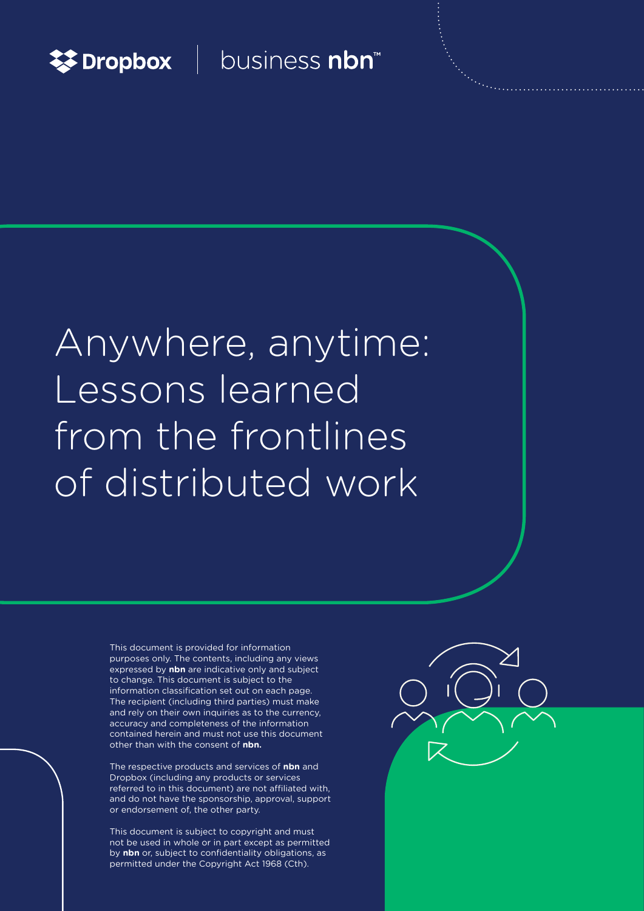Dropbox | business **nbn**™

# Anywhere, anytime: Lessons learned from the frontlines of distributed work

This document is provided for information purposes only. The contents, including any views expressed by **nbn** are indicative only and subject to change. This document is subject to the information classification set out on each page. The recipient (including third parties) must make and rely on their own inquiries as to the currency, accuracy and completeness of the information contained herein and must not use this document other than with the consent of **nbn.**

The respective products and services of **nbn** and Dropbox (including any products or services referred to in this document) are not affiliated with, and do not have the sponsorship, approval, support or endorsement of, the other party.

This document is subject to copyright and must not be used in whole or in part except as permitted by **nbn** or, subject to confidentiality obligations, as permitted under the Copyright Act 1968 (Cth).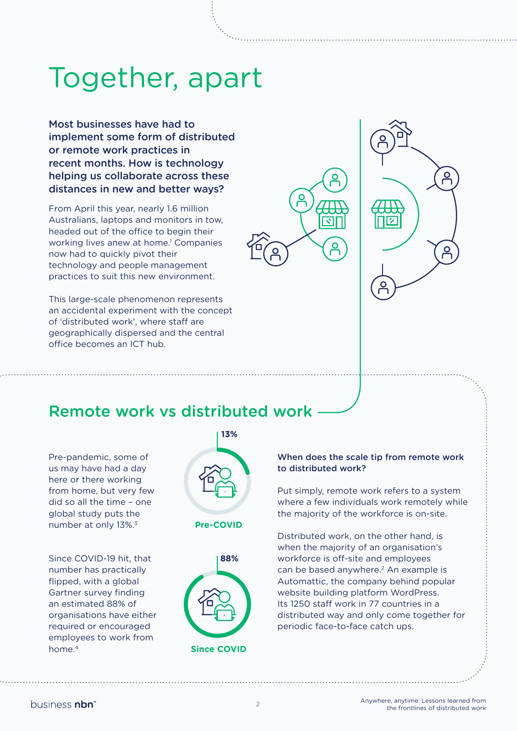# Together, apart

**Most businesses have had to implement some form of distributed or remote work practices in recent months. How is technology helping us collaborate across these distances in new and better ways?**

From April this year, nearly 1.6 million Australians, laptops and monitors in tow, headed out of the office to begin their working lives anew at home.[1] Companies now had to quickly pivot their technology and people management practices to suit this new environment.

This large-scale phenomenon represents an accidental experiment with the concept of 'distributed work', where staff are geographically dispersed and the central office becomes an ICT hub.

## Remote work vs distributed work

Pre-pandemic, some of us may have had a day here or there working from home, but very few did so all the time – one global study puts the number at only 13%.[3]

13%

**Pre-COVID**

Since COVID-19 hit, that number has practically flipped, with a global Gartner survey finding an estimated 88% of organisations have either required or encouraged employees to work from home.[4]

88%

**Since COVID**

**When does the scale tip from remote work to distributed work?**

Put simply, remote work refers to a system where a few individuals work remotely while the majority of the workforce is on-site.

Distributed work, on the other hand, is when the majority of an organisation's workforce is off-site and employees can be based anywhere.[2] An example is Automattic, the company behind popular website building platform WordPress. Its 1250 staff work in 77 countries in a distributed way and only come together for periodic face-to-face catch ups.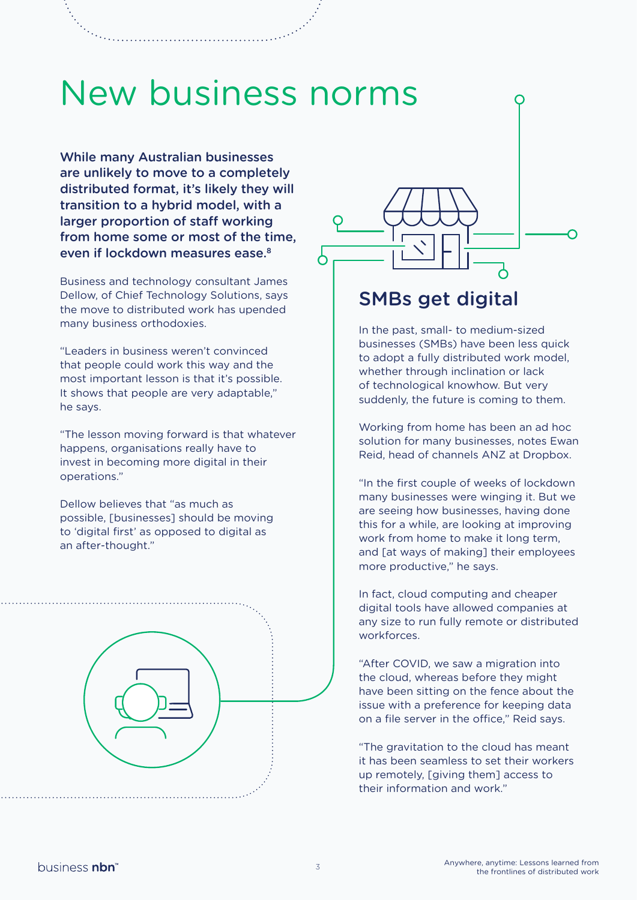# New business norms

**While many Australian businesses are unlikely to move to a completely distributed format, it's likely they will transition to a hybrid model, with a larger proportion of staff working from home some or most of the time, even if lockdown measures ease.[8]**

Business and technology consultant James Dellow, of Chief Technology Solutions, says the move to distributed work has upended many business orthodoxies.

"Leaders in business weren't convinced that people could work this way and the most important lesson is that it's possible. It shows that people are very adaptable," he says.

"The lesson moving forward is that whatever happens, organisations really have to invest in becoming more digital in their operations."

Dellow believes that "as much as possible, [businesses] should be moving to 'digital first' as opposed to digital as an after-thought."

## SMBs get digital

In the past, small- to medium-sized businesses (SMBs) have been less quick to adopt a fully distributed work model, whether through inclination or lack of technological knowhow. But very suddenly, the future is coming to them.

Working from home has been an ad hoc solution for many businesses, notes Ewan Reid, head of channels ANZ at Dropbox.

"In the first couple of weeks of lockdown many businesses were winging it. But we are seeing how businesses, having done this for a while, are looking at improving work from home to make it long term, and [at ways of making] their employees more productive," he says.

In fact, cloud computing and cheaper digital tools have allowed companies at any size to run fully remote or distributed workforces.

"After COVID, we saw a migration into the cloud, whereas before they might have been sitting on the fence about the issue with a preference for keeping data on a file server in the office," Reid says.

"The gravitation to the cloud has meant it has been seamless to set their workers up remotely, [giving them] access to their information and work."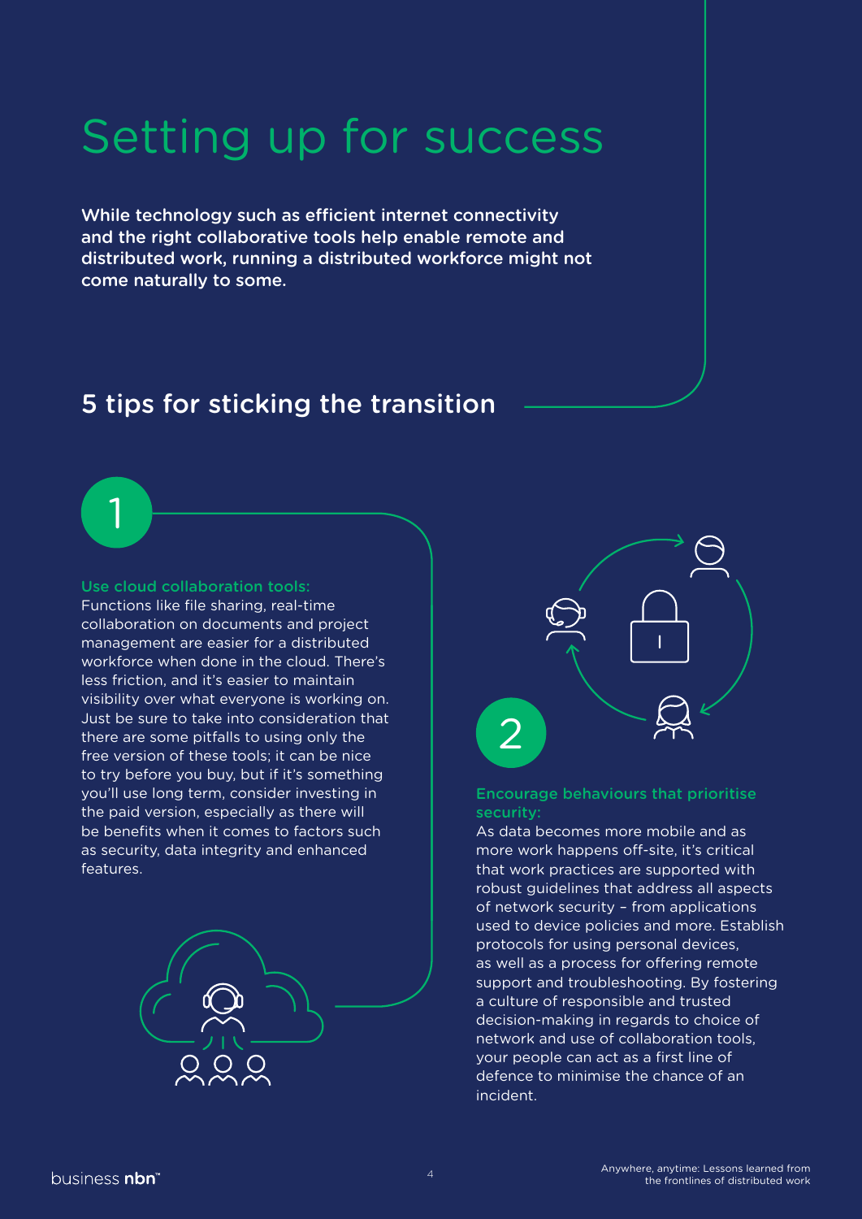# Setting up for success

**While technology such as efficient internet connectivity and the right collaborative tools help enable remote and distributed work, running a distributed workforce might not come naturally to some.**

## 5 tips for sticking the transition

### 1

**Use cloud collaboration tools:**
Functions like file sharing, real-time collaboration on documents and project management are easier for a distributed workforce when done in the cloud. There's less friction, and it's easier to maintain visibility over what everyone is working on. Just be sure to take into consideration that there are some pitfalls to using only the free version of these tools; it can be nice to try before you buy, but if it's something you'll use long term, consider investing in the paid version, especially as there will be benefits when it comes to factors such as security, data integrity and enhanced features.

### 2

**Encourage behaviours that prioritise security:**
As data becomes more mobile and as more work happens off-site, it's critical that work practices are supported with robust guidelines that address all aspects of network security – from applications used to device policies and more. Establish protocols for using personal devices, as well as a process for offering remote support and troubleshooting. By fostering a culture of responsible and trusted decision-making in regards to choice of network and use of collaboration tools, your people can act as a first line of defence to minimise the chance of an incident.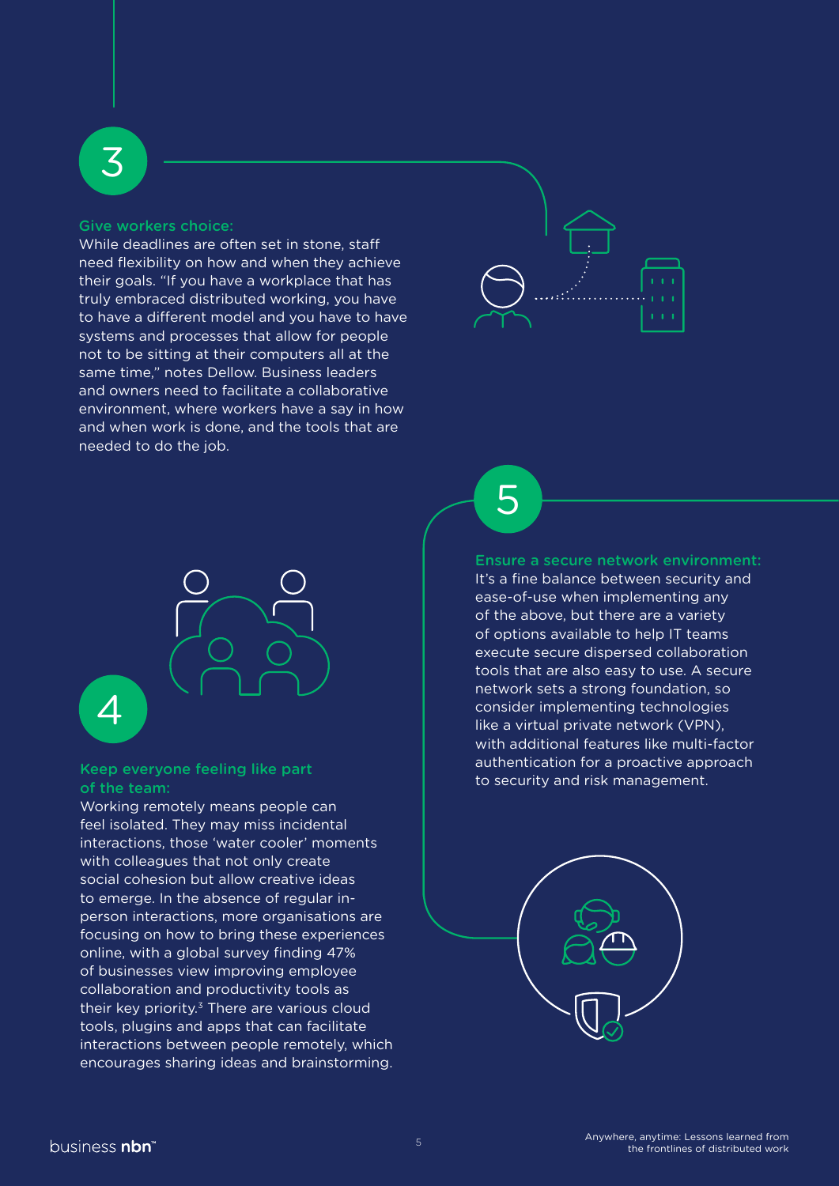## 3

### Give workers choice:

While deadlines are often set in stone, staff need flexibility on how and when they achieve their goals. "If you have a workplace that has truly embraced distributed working, you have to have a different model and you have to have systems and processes that allow for people not to be sitting at their computers all at the same time," notes Dellow. Business leaders and owners need to facilitate a collaborative environment, where workers have a say in how and when work is done, and the tools that are needed to do the job.

## 4

### Keep everyone feeling like part of the team:

Working remotely means people can feel isolated. They may miss incidental interactions, those 'water cooler' moments with colleagues that not only create social cohesion but allow creative ideas to emerge. In the absence of regular in-person interactions, more organisations are focusing on how to bring these experiences online, with a global survey finding 47% of businesses view improving employee collaboration and productivity tools as their key priority.[3] There are various cloud tools, plugins and apps that can facilitate interactions between people remotely, which encourages sharing ideas and brainstorming.

## 5

### Ensure a secure network environment:

It's a fine balance between security and ease-of-use when implementing any of the above, but there are a variety of options available to help IT teams execute secure dispersed collaboration tools that are also easy to use. A secure network sets a strong foundation, so consider implementing technologies like a virtual private network (VPN), with additional features like multi-factor authentication for a proactive approach to security and risk management.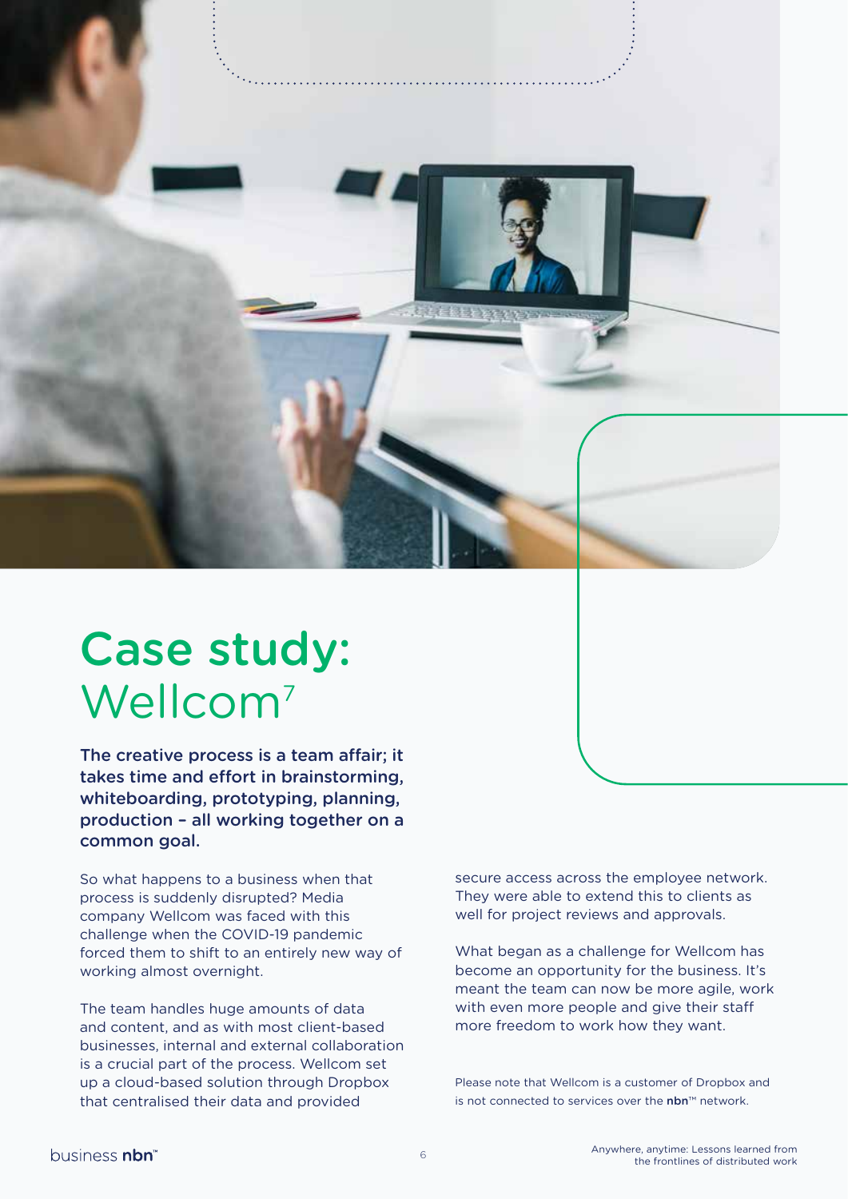# Case study: Wellcom[7]

**The creative process is a team affair; it takes time and effort in brainstorming, whiteboarding, prototyping, planning, production – all working together on a common goal.**

So what happens to a business when that process is suddenly disrupted? Media company Wellcom was faced with this challenge when the COVID-19 pandemic forced them to shift to an entirely new way of working almost overnight.

The team handles huge amounts of data and content, and as with most client-based businesses, internal and external collaboration is a crucial part of the process. Wellcom set up a cloud-based solution through Dropbox that centralised their data and provided secure access across the employee network. They were able to extend this to clients as well for project reviews and approvals.

What began as a challenge for Wellcom has become an opportunity for the business. It's meant the team can now be more agile, work with even more people and give their staff more freedom to work how they want.

Please note that Wellcom is a customer of Dropbox and is not connected to services over the **nbn**™ network.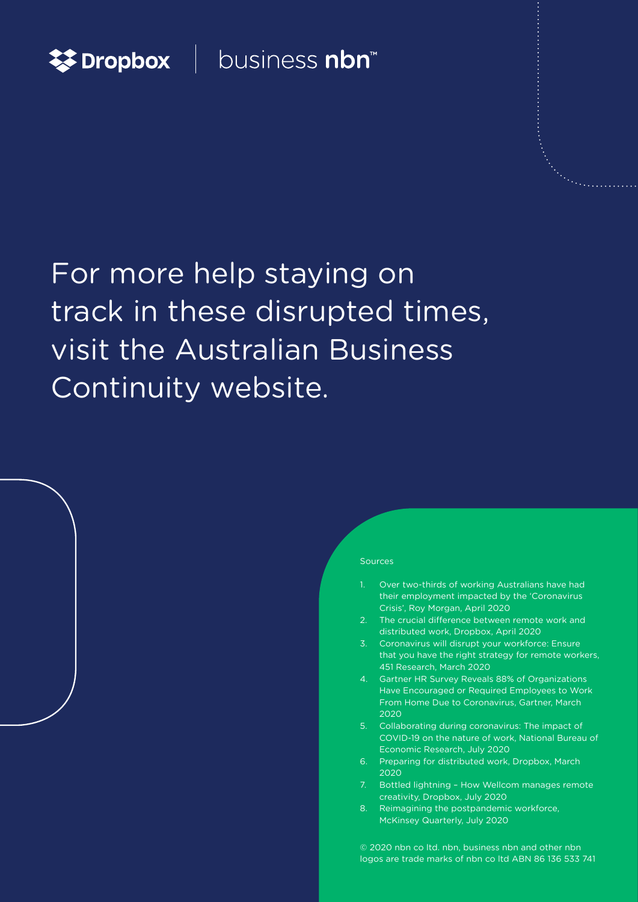Dropbox | business nbn™

# For more help staying on track in these disrupted times, visit the Australian Business Continuity website.

Sources

1. Over two-thirds of working Australians have had their employment impacted by the 'Coronavirus Crisis', Roy Morgan, April 2020
2. The crucial difference between remote work and distributed work, Dropbox, April 2020
3. Coronavirus will disrupt your workforce: Ensure that you have the right strategy for remote workers, 451 Research, March 2020
4. Gartner HR Survey Reveals 88% of Organizations Have Encouraged or Required Employees to Work From Home Due to Coronavirus, Gartner, March 2020
5. Collaborating during coronavirus: The impact of COVID-19 on the nature of work, National Bureau of Economic Research, July 2020
6. Preparing for distributed work, Dropbox, March 2020
7. Bottled lightning – How Wellcom manages remote creativity, Dropbox, July 2020
8. Reimagining the postpandemic workforce, McKinsey Quarterly, July 2020

© 2020 nbn co ltd. nbn, business nbn and other nbn logos are trade marks of nbn co ltd ABN 86 136 533 741